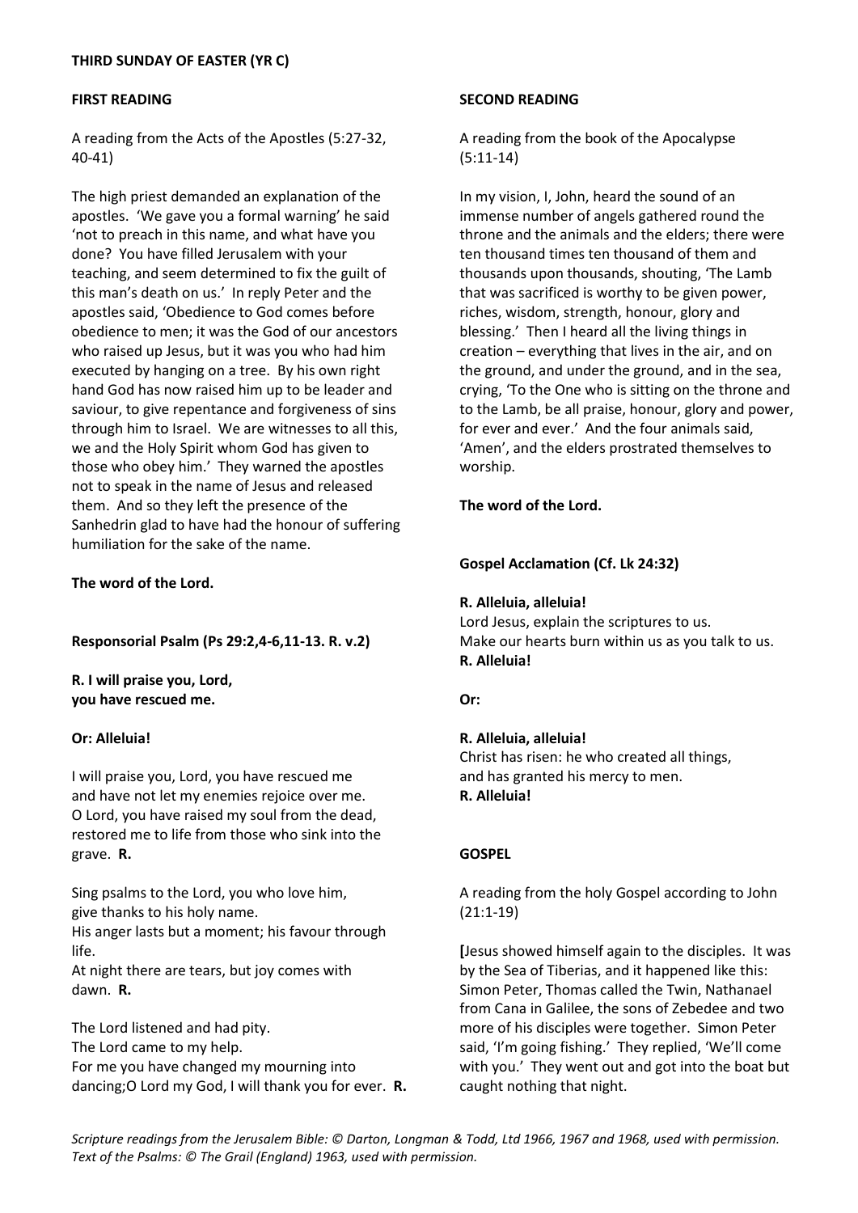**THIRD SUNDAY OF EASTER (YR C)**

**FIRST READING**

A reading from the Acts of the Apostles (5:27-32, 40-41)

The high priest demanded an explanation of the apostles. 'We gave you a formal warning' he said 'not to preach in this name, and what have you done? You have filled Jerusalem with your teaching, and seem determined to fix the guilt of this man's death on us.' In reply Peter and the apostles said, 'Obedience to God comes before obedience to men; it was the God of our ancestors who raised up Jesus, but it was you who had him executed by hanging on a tree. By his own right hand God has now raised him up to be leader and saviour, to give repentance and forgiveness of sins through him to Israel. We are witnesses to all this, we and the Holy Spirit whom God has given to those who obey him.' They warned the apostles not to speak in the name of Jesus and released them. And so they left the presence of the Sanhedrin glad to have had the honour of suffering humiliation for the sake of the name.

**The word of the Lord.**

**Responsorial Psalm (Ps 29:2,4-6,11-13. R. v.2)**

**R. I will praise you, Lord,**
**you have rescued me.**

**Or: Alleluia!**

I will praise you, Lord, you have rescued me
and have not let my enemies rejoice over me.
O Lord, you have raised my soul from the dead,
restored me to life from those who sink into the grave. **R.**

Sing psalms to the Lord, you who love him,
give thanks to his holy name.
His anger lasts but a moment; his favour through life.
At night there are tears, but joy comes with dawn. **R.**

The Lord listened and had pity.
The Lord came to my help.
For me you have changed my mourning into dancing;O Lord my God, I will thank you for ever. **R.**

**SECOND READING**

A reading from the book of the Apocalypse (5:11-14)

In my vision, I, John, heard the sound of an immense number of angels gathered round the throne and the animals and the elders; there were ten thousand times ten thousand of them and thousands upon thousands, shouting, 'The Lamb that was sacrificed is worthy to be given power, riches, wisdom, strength, honour, glory and blessing.' Then I heard all the living things in creation – everything that lives in the air, and on the ground, and under the ground, and in the sea, crying, 'To the One who is sitting on the throne and to the Lamb, be all praise, honour, glory and power, for ever and ever.' And the four animals said, 'Amen', and the elders prostrated themselves to worship.

**The word of the Lord.**

**Gospel Acclamation (Cf. Lk 24:32)**

**R. Alleluia, alleluia!**
Lord Jesus, explain the scriptures to us.
Make our hearts burn within us as you talk to us.
**R. Alleluia!**

**Or:**

**R. Alleluia, alleluia!**
Christ has risen: he who created all things,
and has granted his mercy to men.
**R. Alleluia!**

**GOSPEL**

A reading from the holy Gospel according to John (21:1-19)

**[**Jesus showed himself again to the disciples. It was by the Sea of Tiberias, and it happened like this: Simon Peter, Thomas called the Twin, Nathanael from Cana in Galilee, the sons of Zebedee and two more of his disciples were together. Simon Peter said, 'I'm going fishing.' They replied, 'We'll come with you.' They went out and got into the boat but caught nothing that night.

*Scripture readings from the Jerusalem Bible: © Darton, Longman & Todd, Ltd 1966, 1967 and 1968, used with permission. Text of the Psalms: © The Grail (England) 1963, used with permission.*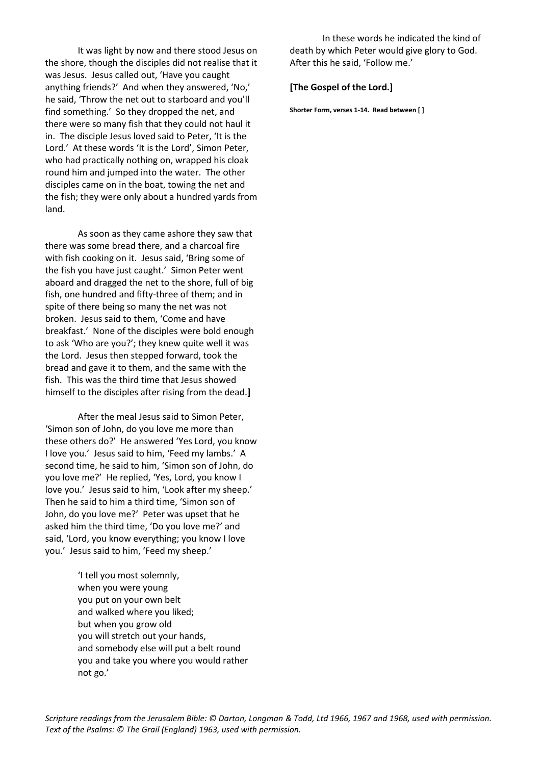It was light by now and there stood Jesus on the shore, though the disciples did not realise that it was Jesus. Jesus called out, 'Have you caught anything friends?' And when they answered, 'No,' he said, 'Throw the net out to starboard and you'll find something.' So they dropped the net, and there were so many fish that they could not haul it in. The disciple Jesus loved said to Peter, 'It is the Lord.' At these words 'It is the Lord', Simon Peter, who had practically nothing on, wrapped his cloak round him and jumped into the water. The other disciples came on in the boat, towing the net and the fish; they were only about a hundred yards from land.

As soon as they came ashore they saw that there was some bread there, and a charcoal fire with fish cooking on it. Jesus said, 'Bring some of the fish you have just caught.' Simon Peter went aboard and dragged the net to the shore, full of big fish, one hundred and fifty-three of them; and in spite of there being so many the net was not broken. Jesus said to them, 'Come and have breakfast.' None of the disciples were bold enough to ask 'Who are you?'; they knew quite well it was the Lord. Jesus then stepped forward, took the bread and gave it to them, and the same with the fish. This was the third time that Jesus showed himself to the disciples after rising from the dead.**]**

After the meal Jesus said to Simon Peter, 'Simon son of John, do you love me more than these others do?' He answered 'Yes Lord, you know I love you.' Jesus said to him, 'Feed my lambs.' A second time, he said to him, 'Simon son of John, do you love me?' He replied, 'Yes, Lord, you know I love you.' Jesus said to him, 'Look after my sheep.' Then he said to him a third time, 'Simon son of John, do you love me?' Peter was upset that he asked him the third time, 'Do you love me?' and said, 'Lord, you know everything; you know I love you.' Jesus said to him, 'Feed my sheep.'

'I tell you most solemnly,
when you were young
you put on your own belt
and walked where you liked;
but when you grow old
you will stretch out your hands,
and somebody else will put a belt round
you and take you where you would rather
not go.'

In these words he indicated the kind of death by which Peter would give glory to God. After this he said, 'Follow me.'

**[The Gospel of the Lord.]**

**Shorter Form, verses 1-14. Read between [ ]**

*Scripture readings from the Jerusalem Bible: © Darton, Longman & Todd, Ltd 1966, 1967 and 1968, used with permission. Text of the Psalms: © The Grail (England) 1963, used with permission.*